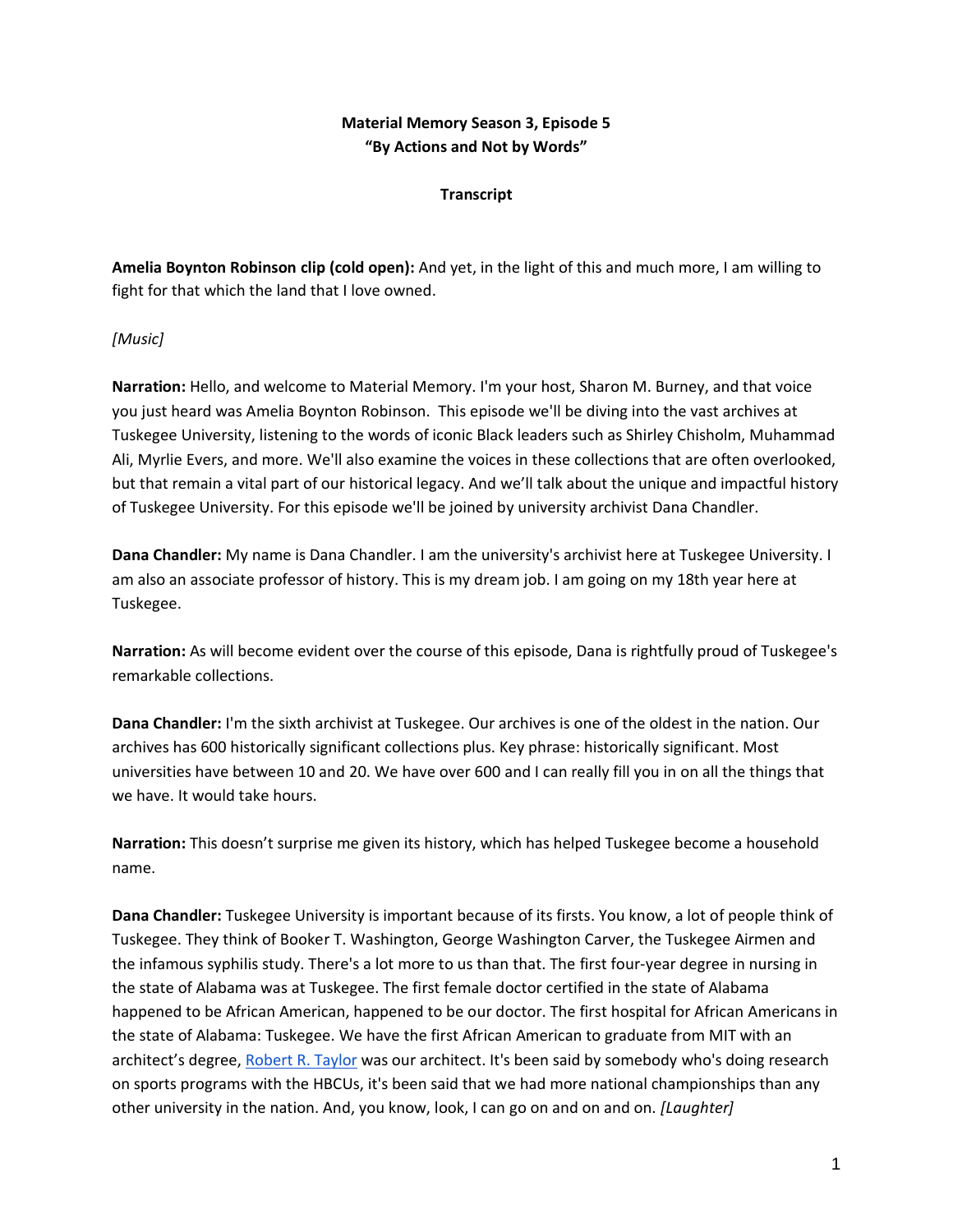**Material Memory Season 3, Episode 5**
**"By Actions and Not by Words"**

**Transcript**

**Amelia Boynton Robinson clip (cold open):** And yet, in the light of this and much more, I am willing to fight for that which the land that I love owned.

*[Music]*

**Narration:** Hello, and welcome to Material Memory. I'm your host, Sharon M. Burney, and that voice you just heard was Amelia Boynton Robinson. This episode we'll be diving into the vast archives at Tuskegee University, listening to the words of iconic Black leaders such as Shirley Chisholm, Muhammad Ali, Myrlie Evers, and more. We'll also examine the voices in these collections that are often overlooked, but that remain a vital part of our historical legacy. And we'll talk about the unique and impactful history of Tuskegee University. For this episode we'll be joined by university archivist Dana Chandler.

**Dana Chandler:** My name is Dana Chandler. I am the university's archivist here at Tuskegee University. I am also an associate professor of history. This is my dream job. I am going on my 18th year here at Tuskegee.

**Narration:** As will become evident over the course of this episode, Dana is rightfully proud of Tuskegee's remarkable collections.

**Dana Chandler:** I'm the sixth archivist at Tuskegee. Our archives is one of the oldest in the nation. Our archives has 600 historically significant collections plus. Key phrase: historically significant. Most universities have between 10 and 20. We have over 600 and I can really fill you in on all the things that we have. It would take hours.

**Narration:** This doesn't surprise me given its history, which has helped Tuskegee become a household name.

**Dana Chandler:** Tuskegee University is important because of its firsts. You know, a lot of people think of Tuskegee. They think of Booker T. Washington, George Washington Carver, the Tuskegee Airmen and the infamous syphilis study. There's a lot more to us than that. The first four-year degree in nursing in the state of Alabama was at Tuskegee. The first female doctor certified in the state of Alabama happened to be African American, happened to be our doctor. The first hospital for African Americans in the state of Alabama: Tuskegee. We have the first African American to graduate from MIT with an architect's degree, Robert R. Taylor was our architect. It's been said by somebody who's doing research on sports programs with the HBCUs, it's been said that we had more national championships than any other university in the nation. And, you know, look, I can go on and on and on. *[Laughter]*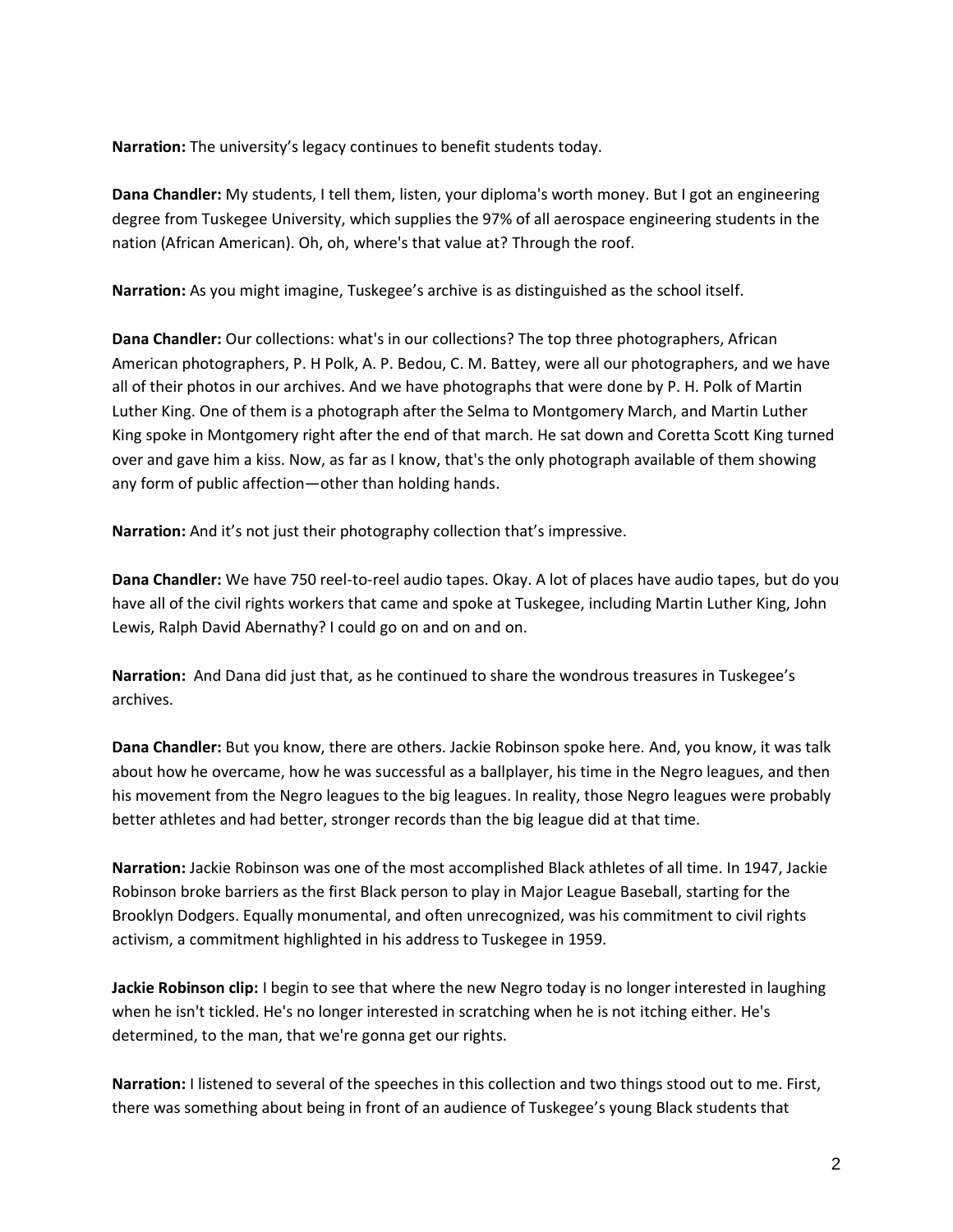**Narration:** The university's legacy continues to benefit students today.

**Dana Chandler:** My students, I tell them, listen, your diploma's worth money. But I got an engineering degree from Tuskegee University, which supplies the 97% of all aerospace engineering students in the nation (African American). Oh, oh, where's that value at? Through the roof.

**Narration:** As you might imagine, Tuskegee's archive is as distinguished as the school itself.

**Dana Chandler:** Our collections: what's in our collections? The top three photographers, African American photographers, P. H Polk, A. P. Bedou, C. M. Battey, were all our photographers, and we have all of their photos in our archives. And we have photographs that were done by P. H. Polk of Martin Luther King. One of them is a photograph after the Selma to Montgomery March, and Martin Luther King spoke in Montgomery right after the end of that march. He sat down and Coretta Scott King turned over and gave him a kiss. Now, as far as I know, that's the only photograph available of them showing any form of public affection—other than holding hands.

**Narration:** And it's not just their photography collection that's impressive.

**Dana Chandler:** We have 750 reel-to-reel audio tapes. Okay. A lot of places have audio tapes, but do you have all of the civil rights workers that came and spoke at Tuskegee, including Martin Luther King, John Lewis, Ralph David Abernathy? I could go on and on and on.

**Narration:** And Dana did just that, as he continued to share the wondrous treasures in Tuskegee's archives.

**Dana Chandler:** But you know, there are others. Jackie Robinson spoke here. And, you know, it was talk about how he overcame, how he was successful as a ballplayer, his time in the Negro leagues, and then his movement from the Negro leagues to the big leagues. In reality, those Negro leagues were probably better athletes and had better, stronger records than the big league did at that time.

**Narration:** Jackie Robinson was one of the most accomplished Black athletes of all time. In 1947, Jackie Robinson broke barriers as the first Black person to play in Major League Baseball, starting for the Brooklyn Dodgers. Equally monumental, and often unrecognized, was his commitment to civil rights activism, a commitment highlighted in his address to Tuskegee in 1959.

**Jackie Robinson clip:** I begin to see that where the new Negro today is no longer interested in laughing when he isn't tickled. He's no longer interested in scratching when he is not itching either. He's determined, to the man, that we're gonna get our rights.

**Narration:** I listened to several of the speeches in this collection and two things stood out to me. First, there was something about being in front of an audience of Tuskegee's young Black students that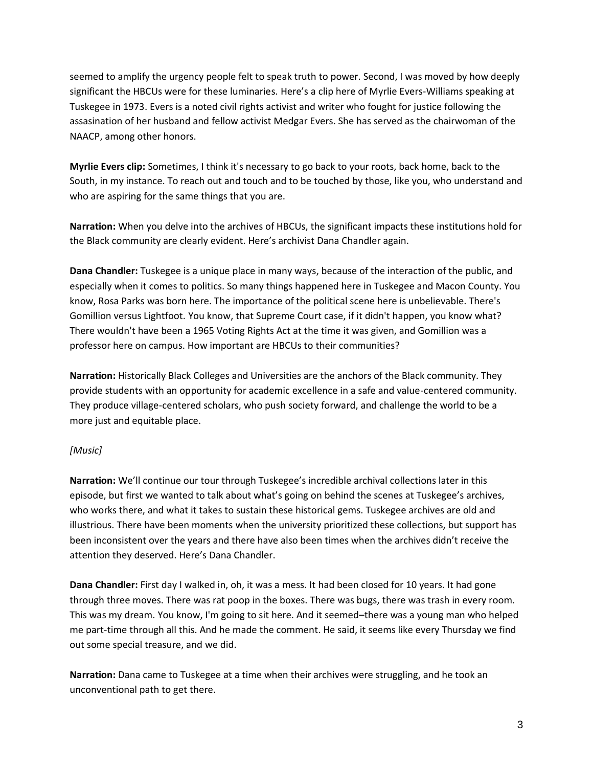seemed to amplify the urgency people felt to speak truth to power. Second, I was moved by how deeply significant the HBCUs were for these luminaries. Here's a clip here of Myrlie Evers-Williams speaking at Tuskegee in 1973. Evers is a noted civil rights activist and writer who fought for justice following the assasination of her husband and fellow activist Medgar Evers. She has served as the chairwoman of the NAACP, among other honors.

**Myrlie Evers clip:** Sometimes, I think it's necessary to go back to your roots, back home, back to the South, in my instance. To reach out and touch and to be touched by those, like you, who understand and who are aspiring for the same things that you are.

**Narration:** When you delve into the archives of HBCUs, the significant impacts these institutions hold for the Black community are clearly evident. Here's archivist Dana Chandler again.

**Dana Chandler:** Tuskegee is a unique place in many ways, because of the interaction of the public, and especially when it comes to politics. So many things happened here in Tuskegee and Macon County. You know, Rosa Parks was born here. The importance of the political scene here is unbelievable. There's Gomillion versus Lightfoot. You know, that Supreme Court case, if it didn't happen, you know what? There wouldn't have been a 1965 Voting Rights Act at the time it was given, and Gomillion was a professor here on campus. How important are HBCUs to their communities?

**Narration:** Historically Black Colleges and Universities are the anchors of the Black community. They provide students with an opportunity for academic excellence in a safe and value-centered community. They produce village-centered scholars, who push society forward, and challenge the world to be a more just and equitable place.

*[Music]*

**Narration:** We'll continue our tour through Tuskegee's incredible archival collections later in this episode, but first we wanted to talk about what's going on behind the scenes at Tuskegee's archives, who works there, and what it takes to sustain these historical gems. Tuskegee archives are old and illustrious. There have been moments when the university prioritized these collections, but support has been inconsistent over the years and there have also been times when the archives didn't receive the attention they deserved. Here's Dana Chandler.

**Dana Chandler:** First day I walked in, oh, it was a mess. It had been closed for 10 years. It had gone through three moves. There was rat poop in the boxes. There was bugs, there was trash in every room. This was my dream. You know, I'm going to sit here. And it seemed–there was a young man who helped me part-time through all this. And he made the comment. He said, it seems like every Thursday we find out some special treasure, and we did.

**Narration:** Dana came to Tuskegee at a time when their archives were struggling, and he took an unconventional path to get there.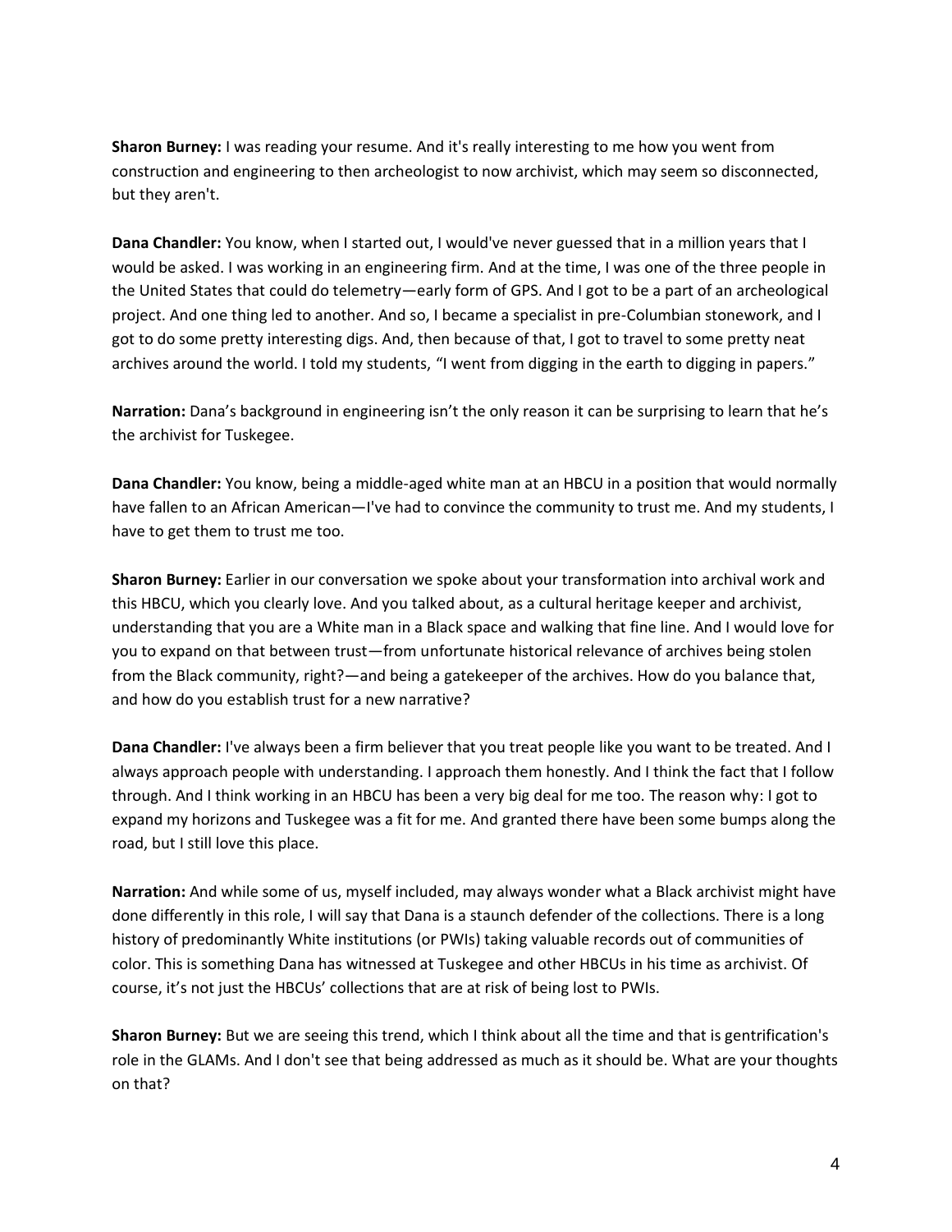**Sharon Burney:** I was reading your resume. And it's really interesting to me how you went from construction and engineering to then archeologist to now archivist, which may seem so disconnected, but they aren't.

**Dana Chandler:** You know, when I started out, I would've never guessed that in a million years that I would be asked. I was working in an engineering firm. And at the time, I was one of the three people in the United States that could do telemetry—early form of GPS. And I got to be a part of an archeological project. And one thing led to another. And so, I became a specialist in pre-Columbian stonework, and I got to do some pretty interesting digs. And, then because of that, I got to travel to some pretty neat archives around the world. I told my students, "I went from digging in the earth to digging in papers."

**Narration:** Dana's background in engineering isn't the only reason it can be surprising to learn that he's the archivist for Tuskegee.

**Dana Chandler:** You know, being a middle-aged white man at an HBCU in a position that would normally have fallen to an African American—I've had to convince the community to trust me. And my students, I have to get them to trust me too.

**Sharon Burney:** Earlier in our conversation we spoke about your transformation into archival work and this HBCU, which you clearly love. And you talked about, as a cultural heritage keeper and archivist, understanding that you are a White man in a Black space and walking that fine line. And I would love for you to expand on that between trust—from unfortunate historical relevance of archives being stolen from the Black community, right?—and being a gatekeeper of the archives. How do you balance that, and how do you establish trust for a new narrative?

**Dana Chandler:** I've always been a firm believer that you treat people like you want to be treated. And I always approach people with understanding. I approach them honestly. And I think the fact that I follow through. And I think working in an HBCU has been a very big deal for me too. The reason why: I got to expand my horizons and Tuskegee was a fit for me. And granted there have been some bumps along the road, but I still love this place.

**Narration:** And while some of us, myself included, may always wonder what a Black archivist might have done differently in this role, I will say that Dana is a staunch defender of the collections. There is a long history of predominantly White institutions (or PWIs) taking valuable records out of communities of color. This is something Dana has witnessed at Tuskegee and other HBCUs in his time as archivist. Of course, it's not just the HBCUs' collections that are at risk of being lost to PWIs.

**Sharon Burney:** But we are seeing this trend, which I think about all the time and that is gentrification's role in the GLAMs. And I don't see that being addressed as much as it should be. What are your thoughts on that?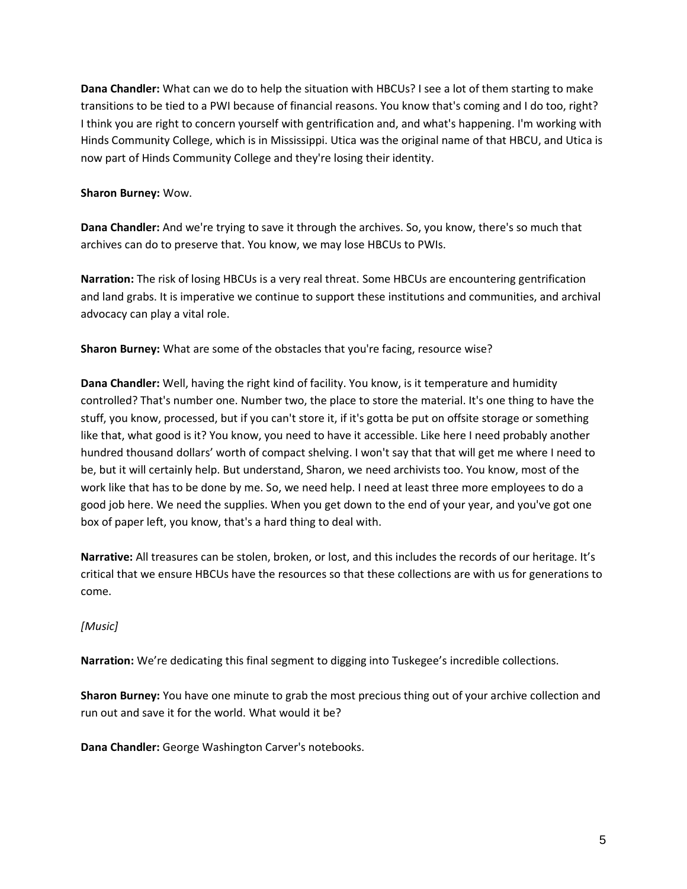**Dana Chandler:** What can we do to help the situation with HBCUs? I see a lot of them starting to make transitions to be tied to a PWI because of financial reasons. You know that's coming and I do too, right? I think you are right to concern yourself with gentrification and, and what's happening. I'm working with Hinds Community College, which is in Mississippi. Utica was the original name of that HBCU, and Utica is now part of Hinds Community College and they're losing their identity.

**Sharon Burney:** Wow.

**Dana Chandler:** And we're trying to save it through the archives. So, you know, there's so much that archives can do to preserve that. You know, we may lose HBCUs to PWIs.

**Narration:** The risk of losing HBCUs is a very real threat. Some HBCUs are encountering gentrification and land grabs. It is imperative we continue to support these institutions and communities, and archival advocacy can play a vital role.

**Sharon Burney:** What are some of the obstacles that you're facing, resource wise?

**Dana Chandler:** Well, having the right kind of facility. You know, is it temperature and humidity controlled? That's number one. Number two, the place to store the material. It's one thing to have the stuff, you know, processed, but if you can't store it, if it's gotta be put on offsite storage or something like that, what good is it? You know, you need to have it accessible. Like here I need probably another hundred thousand dollars' worth of compact shelving. I won't say that that will get me where I need to be, but it will certainly help. But understand, Sharon, we need archivists too. You know, most of the work like that has to be done by me. So, we need help. I need at least three more employees to do a good job here. We need the supplies. When you get down to the end of your year, and you've got one box of paper left, you know, that's a hard thing to deal with.

**Narrative:** All treasures can be stolen, broken, or lost, and this includes the records of our heritage. It's critical that we ensure HBCUs have the resources so that these collections are with us for generations to come.

*[Music]*

**Narration:** We're dedicating this final segment to digging into Tuskegee's incredible collections.

**Sharon Burney:** You have one minute to grab the most precious thing out of your archive collection and run out and save it for the world. What would it be?

**Dana Chandler:** George Washington Carver's notebooks.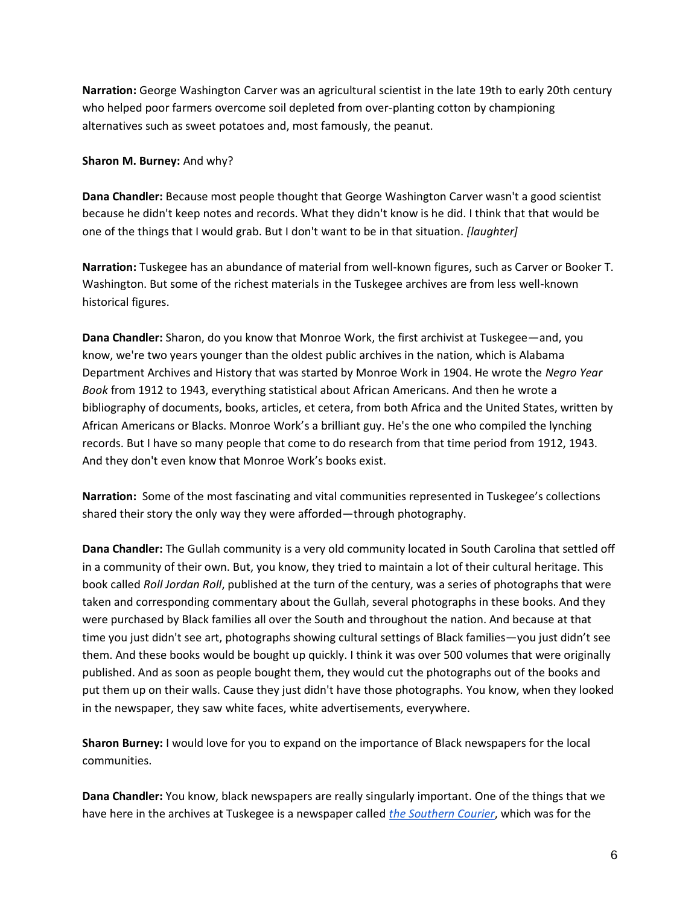**Narration:** George Washington Carver was an agricultural scientist in the late 19th to early 20th century who helped poor farmers overcome soil depleted from over-planting cotton by championing alternatives such as sweet potatoes and, most famously, the peanut.

**Sharon M. Burney:** And why?

**Dana Chandler:** Because most people thought that George Washington Carver wasn't a good scientist because he didn't keep notes and records. What they didn't know is he did. I think that that would be one of the things that I would grab. But I don't want to be in that situation. *[laughter]*

**Narration:** Tuskegee has an abundance of material from well-known figures, such as Carver or Booker T. Washington. But some of the richest materials in the Tuskegee archives are from less well-known historical figures.

**Dana Chandler:** Sharon, do you know that Monroe Work, the first archivist at Tuskegee—and, you know, we're two years younger than the oldest public archives in the nation, which is Alabama Department Archives and History that was started by Monroe Work in 1904. He wrote the *Negro Year Book* from 1912 to 1943, everything statistical about African Americans. And then he wrote a bibliography of documents, books, articles, et cetera, from both Africa and the United States, written by African Americans or Blacks. Monroe Work's a brilliant guy. He's the one who compiled the lynching records. But I have so many people that come to do research from that time period from 1912, 1943. And they don't even know that Monroe Work's books exist.

**Narration:** Some of the most fascinating and vital communities represented in Tuskegee's collections shared their story the only way they were afforded—through photography.

**Dana Chandler:** The Gullah community is a very old community located in South Carolina that settled off in a community of their own. But, you know, they tried to maintain a lot of their cultural heritage. This book called *Roll Jordan Roll*, published at the turn of the century, was a series of photographs that were taken and corresponding commentary about the Gullah, several photographs in these books. And they were purchased by Black families all over the South and throughout the nation. And because at that time you just didn't see art, photographs showing cultural settings of Black families—you just didn't see them. And these books would be bought up quickly. I think it was over 500 volumes that were originally published. And as soon as people bought them, they would cut the photographs out of the books and put them up on their walls. Cause they just didn't have those photographs. You know, when they looked in the newspaper, they saw white faces, white advertisements, everywhere.

**Sharon Burney:** I would love for you to expand on the importance of Black newspapers for the local communities.

**Dana Chandler:** You know, black newspapers are really singularly important. One of the things that we have here in the archives at Tuskegee is a newspaper called *the Southern Courier*, which was for the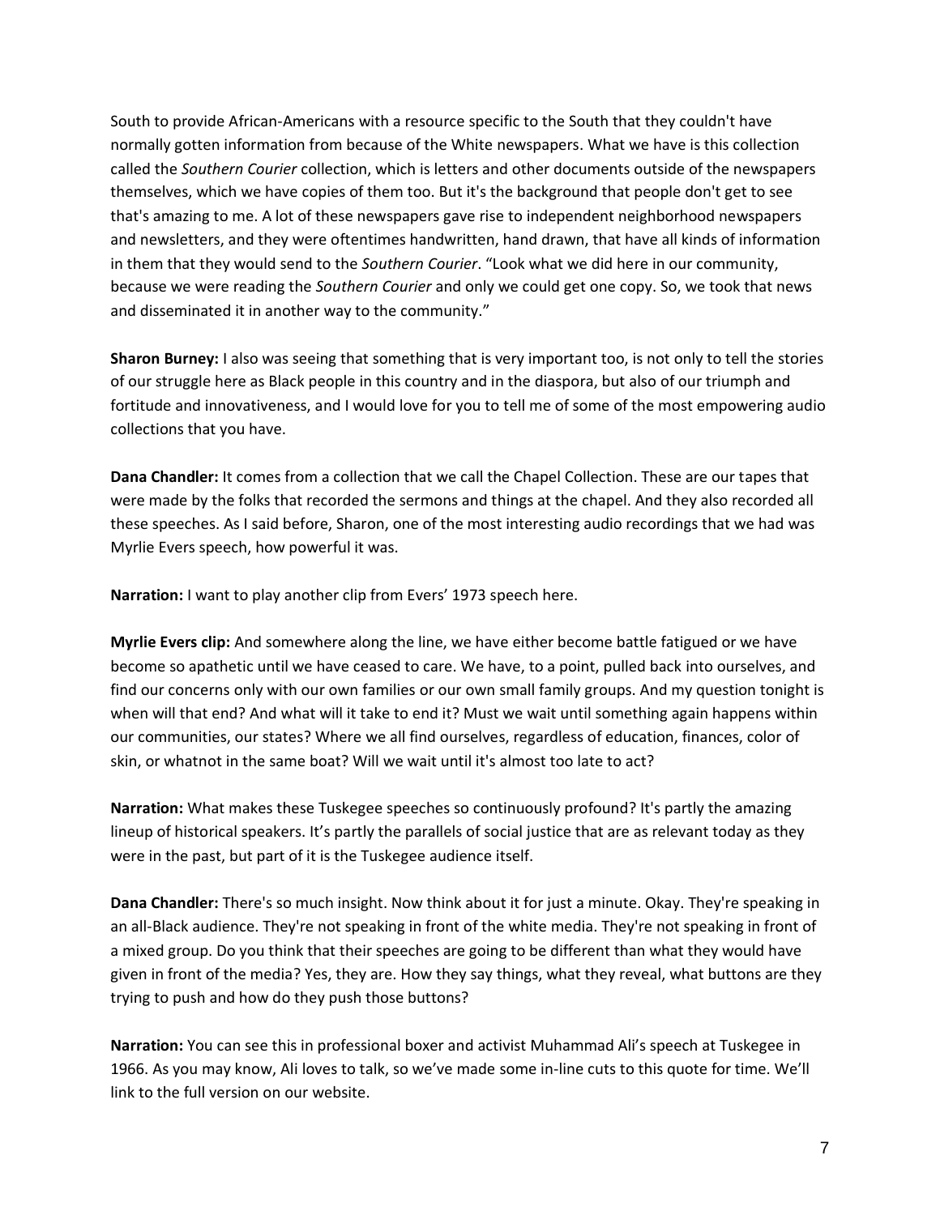South to provide African-Americans with a resource specific to the South that they couldn't have normally gotten information from because of the White newspapers. What we have is this collection called the *Southern Courier* collection, which is letters and other documents outside of the newspapers themselves, which we have copies of them too. But it's the background that people don't get to see that's amazing to me. A lot of these newspapers gave rise to independent neighborhood newspapers and newsletters, and they were oftentimes handwritten, hand drawn, that have all kinds of information in them that they would send to the *Southern Courier*. "Look what we did here in our community, because we were reading the *Southern Courier* and only we could get one copy. So, we took that news and disseminated it in another way to the community."

**Sharon Burney:** I also was seeing that something that is very important too, is not only to tell the stories of our struggle here as Black people in this country and in the diaspora, but also of our triumph and fortitude and innovativeness, and I would love for you to tell me of some of the most empowering audio collections that you have.

**Dana Chandler:** It comes from a collection that we call the Chapel Collection. These are our tapes that were made by the folks that recorded the sermons and things at the chapel. And they also recorded all these speeches. As I said before, Sharon, one of the most interesting audio recordings that we had was Myrlie Evers speech, how powerful it was.

**Narration:** I want to play another clip from Evers' 1973 speech here.

**Myrlie Evers clip:** And somewhere along the line, we have either become battle fatigued or we have become so apathetic until we have ceased to care. We have, to a point, pulled back into ourselves, and find our concerns only with our own families or our own small family groups. And my question tonight is when will that end? And what will it take to end it? Must we wait until something again happens within our communities, our states? Where we all find ourselves, regardless of education, finances, color of skin, or whatnot in the same boat? Will we wait until it's almost too late to act?

**Narration:** What makes these Tuskegee speeches so continuously profound? It's partly the amazing lineup of historical speakers. It's partly the parallels of social justice that are as relevant today as they were in the past, but part of it is the Tuskegee audience itself.

**Dana Chandler:** There's so much insight. Now think about it for just a minute. Okay. They're speaking in an all-Black audience. They're not speaking in front of the white media. They're not speaking in front of a mixed group. Do you think that their speeches are going to be different than what they would have given in front of the media? Yes, they are. How they say things, what they reveal, what buttons are they trying to push and how do they push those buttons?

**Narration:** You can see this in professional boxer and activist Muhammad Ali's speech at Tuskegee in 1966. As you may know, Ali loves to talk, so we've made some in-line cuts to this quote for time. We'll link to the full version on our website.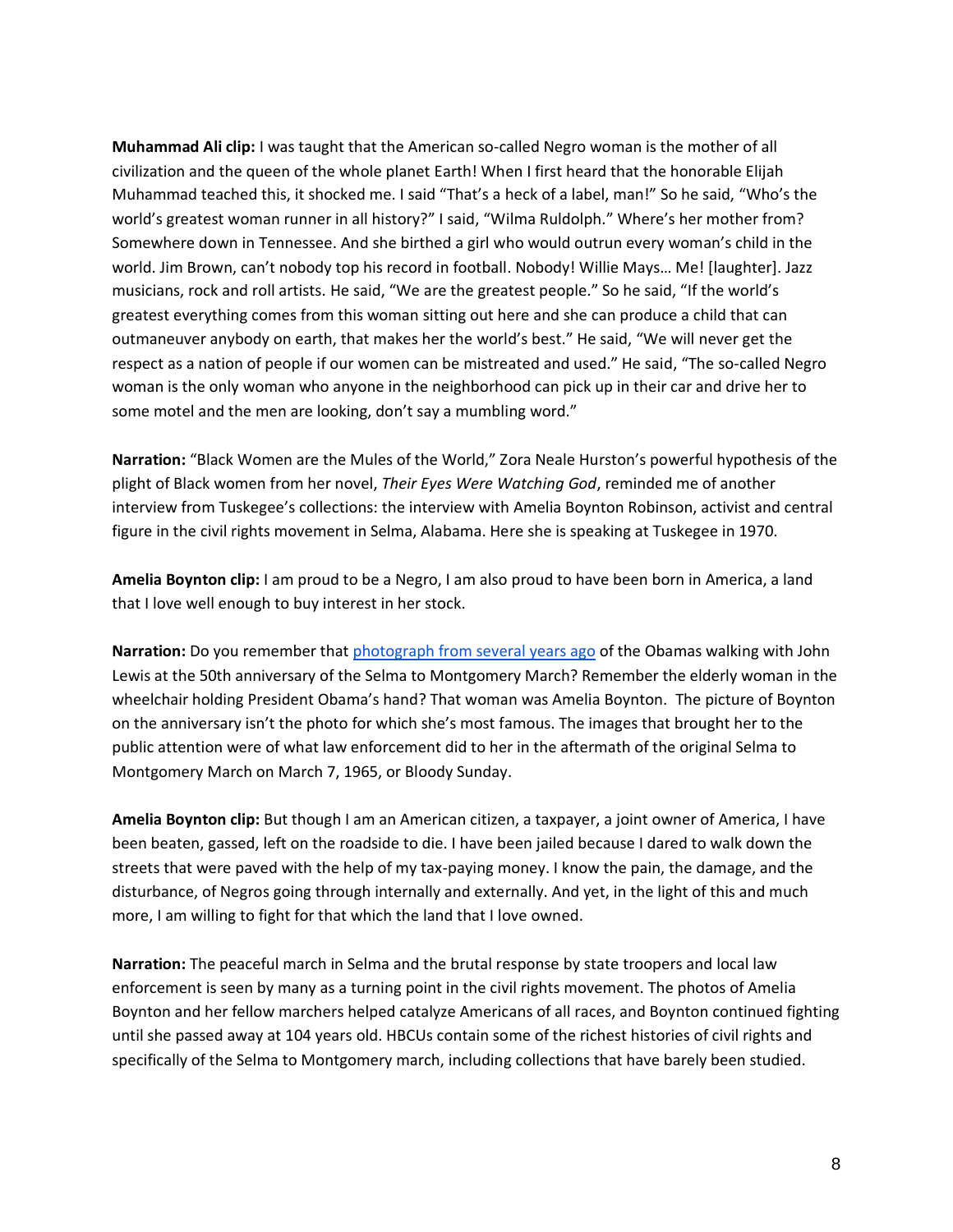**Muhammad Ali clip:** I was taught that the American so-called Negro woman is the mother of all civilization and the queen of the whole planet Earth! When I first heard that the honorable Elijah Muhammad teached this, it shocked me. I said "That's a heck of a label, man!" So he said, "Who's the world's greatest woman runner in all history?" I said, "Wilma Ruldolph." Where's her mother from? Somewhere down in Tennessee. And she birthed a girl who would outrun every woman's child in the world. Jim Brown, can't nobody top his record in football. Nobody! Willie Mays… Me! [laughter]. Jazz musicians, rock and roll artists. He said, "We are the greatest people." So he said, "If the world's greatest everything comes from this woman sitting out here and she can produce a child that can outmaneuver anybody on earth, that makes her the world's best." He said, "We will never get the respect as a nation of people if our women can be mistreated and used." He said, "The so-called Negro woman is the only woman who anyone in the neighborhood can pick up in their car and drive her to some motel and the men are looking, don't say a mumbling word."

**Narration:** "Black Women are the Mules of the World," Zora Neale Hurston's powerful hypothesis of the plight of Black women from her novel, *Their Eyes Were Watching God*, reminded me of another interview from Tuskegee's collections: the interview with Amelia Boynton Robinson, activist and central figure in the civil rights movement in Selma, Alabama. Here she is speaking at Tuskegee in 1970.

**Amelia Boynton clip:** I am proud to be a Negro, I am also proud to have been born in America, a land that I love well enough to buy interest in her stock.

**Narration:** Do you remember that photograph from several years ago of the Obamas walking with John Lewis at the 50th anniversary of the Selma to Montgomery March? Remember the elderly woman in the wheelchair holding President Obama's hand? That woman was Amelia Boynton. The picture of Boynton on the anniversary isn't the photo for which she's most famous. The images that brought her to the public attention were of what law enforcement did to her in the aftermath of the original Selma to Montgomery March on March 7, 1965, or Bloody Sunday.

**Amelia Boynton clip:** But though I am an American citizen, a taxpayer, a joint owner of America, I have been beaten, gassed, left on the roadside to die. I have been jailed because I dared to walk down the streets that were paved with the help of my tax-paying money. I know the pain, the damage, and the disturbance, of Negros going through internally and externally. And yet, in the light of this and much more, I am willing to fight for that which the land that I love owned.

**Narration:** The peaceful march in Selma and the brutal response by state troopers and local law enforcement is seen by many as a turning point in the civil rights movement. The photos of Amelia Boynton and her fellow marchers helped catalyze Americans of all races, and Boynton continued fighting until she passed away at 104 years old. HBCUs contain some of the richest histories of civil rights and specifically of the Selma to Montgomery march, including collections that have barely been studied.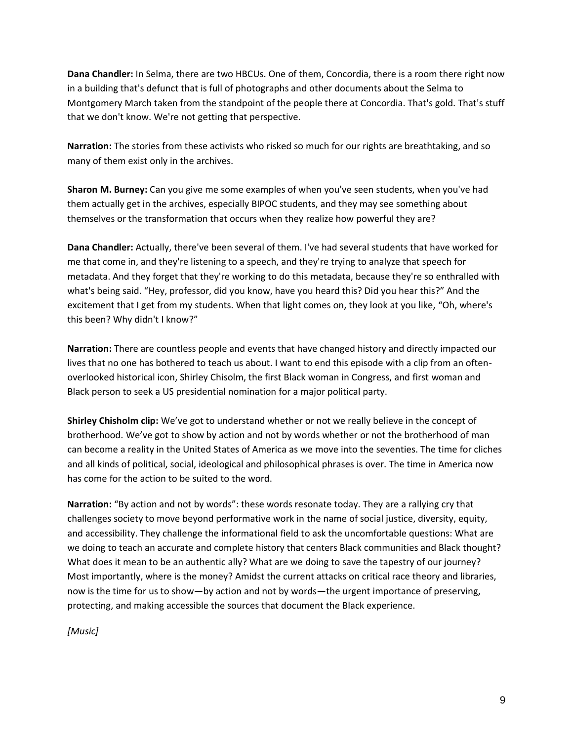**Dana Chandler:** In Selma, there are two HBCUs. One of them, Concordia, there is a room there right now in a building that's defunct that is full of photographs and other documents about the Selma to Montgomery March taken from the standpoint of the people there at Concordia. That's gold. That's stuff that we don't know. We're not getting that perspective.

**Narration:** The stories from these activists who risked so much for our rights are breathtaking, and so many of them exist only in the archives.

**Sharon M. Burney:** Can you give me some examples of when you've seen students, when you've had them actually get in the archives, especially BIPOC students, and they may see something about themselves or the transformation that occurs when they realize how powerful they are?

**Dana Chandler:** Actually, there've been several of them. I've had several students that have worked for me that come in, and they're listening to a speech, and they're trying to analyze that speech for metadata. And they forget that they're working to do this metadata, because they're so enthralled with what's being said. "Hey, professor, did you know, have you heard this? Did you hear this?" And the excitement that I get from my students. When that light comes on, they look at you like, "Oh, where's this been? Why didn't I know?"

**Narration:** There are countless people and events that have changed history and directly impacted our lives that no one has bothered to teach us about. I want to end this episode with a clip from an often-overlooked historical icon, Shirley Chisolm, the first Black woman in Congress, and first woman and Black person to seek a US presidential nomination for a major political party.

**Shirley Chisholm clip:** We've got to understand whether or not we really believe in the concept of brotherhood. We've got to show by action and not by words whether or not the brotherhood of man can become a reality in the United States of America as we move into the seventies. The time for cliches and all kinds of political, social, ideological and philosophical phrases is over. The time in America now has come for the action to be suited to the word.

**Narration:** "By action and not by words": these words resonate today. They are a rallying cry that challenges society to move beyond performative work in the name of social justice, diversity, equity, and accessibility. They challenge the informational field to ask the uncomfortable questions: What are we doing to teach an accurate and complete history that centers Black communities and Black thought? What does it mean to be an authentic ally? What are we doing to save the tapestry of our journey? Most importantly, where is the money? Amidst the current attacks on critical race theory and libraries, now is the time for us to show—by action and not by words—the urgent importance of preserving, protecting, and making accessible the sources that document the Black experience.

*[Music]*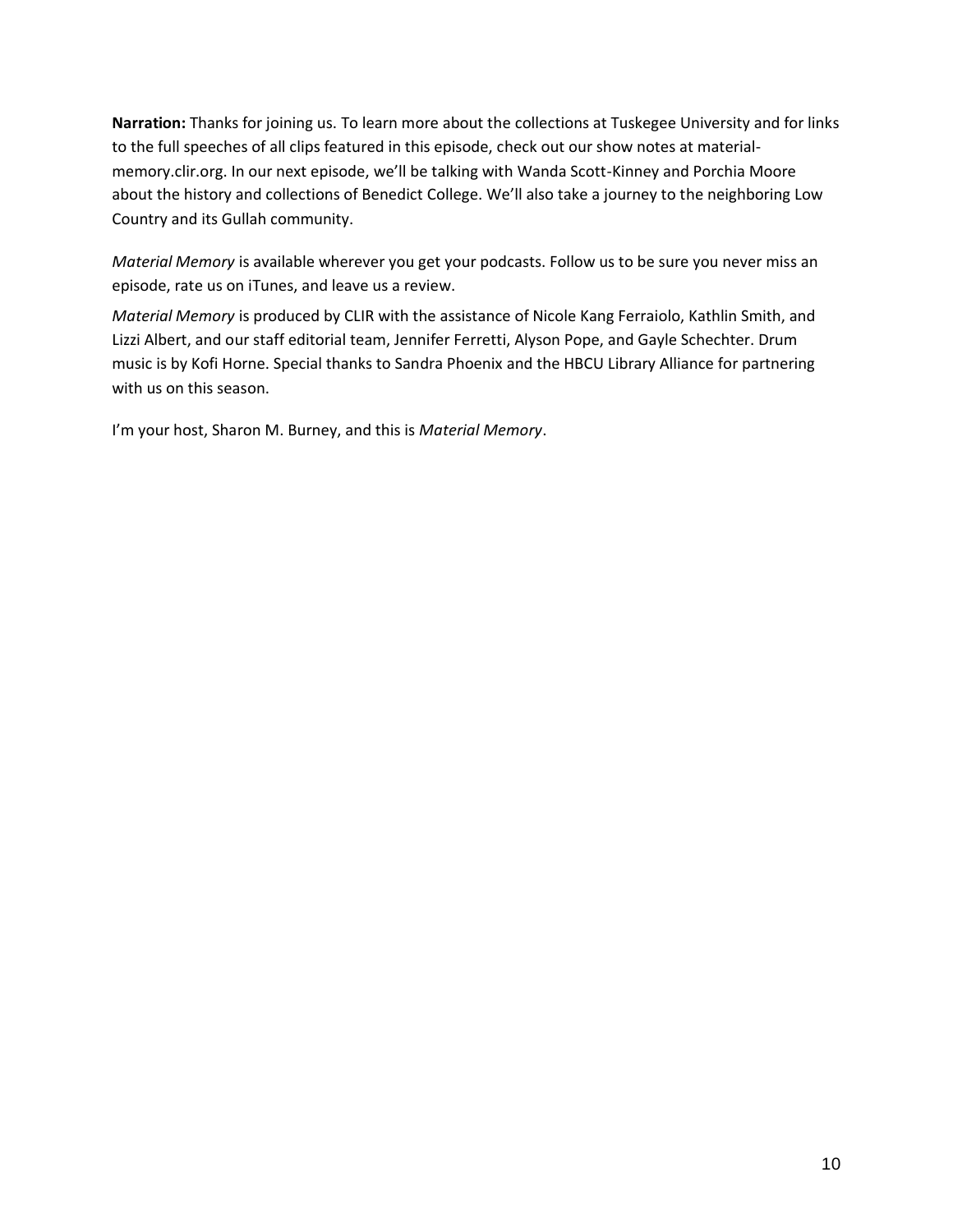**Narration:** Thanks for joining us. To learn more about the collections at Tuskegee University and for links to the full speeches of all clips featured in this episode, check out our show notes at material-memory.clir.org. In our next episode, we'll be talking with Wanda Scott-Kinney and Porchia Moore about the history and collections of Benedict College. We'll also take a journey to the neighboring Low Country and its Gullah community.

*Material Memory* is available wherever you get your podcasts. Follow us to be sure you never miss an episode, rate us on iTunes, and leave us a review.

*Material Memory* is produced by CLIR with the assistance of Nicole Kang Ferraiolo, Kathlin Smith, and Lizzi Albert, and our staff editorial team, Jennifer Ferretti, Alyson Pope, and Gayle Schechter. Drum music is by Kofi Horne. Special thanks to Sandra Phoenix and the HBCU Library Alliance for partnering with us on this season.

I'm your host, Sharon M. Burney, and this is *Material Memory*.